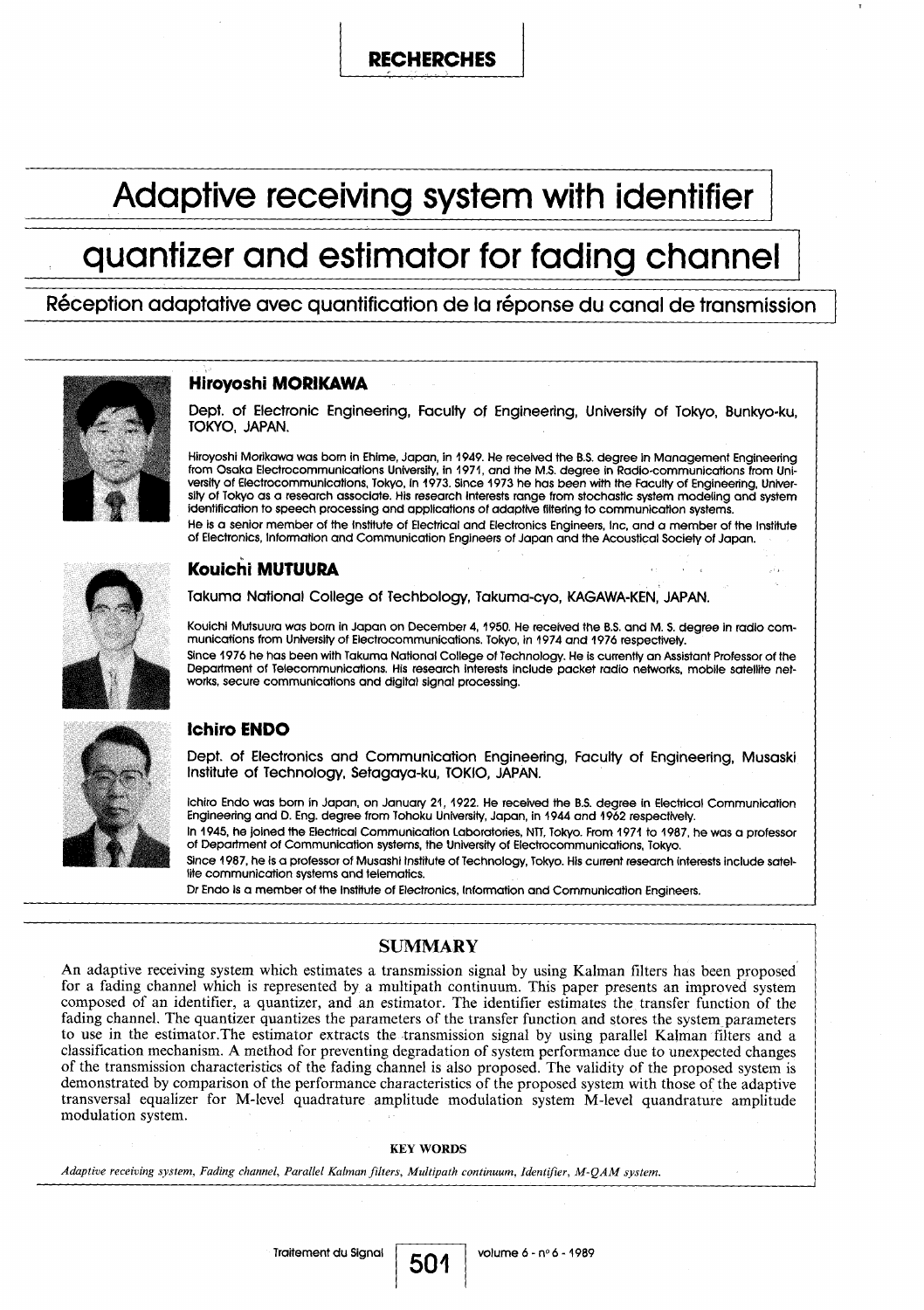RECHERCHES

# Adaptive receiving system with identifier quantizer and estimator for fading channel

## Réception adaptative avec quantification de la réponse du canal de transmission

### Hiroyoshi MORIKAWA

Dept. of Electronic Engineering, Faculty of Engineering, University of Tokyo, Bunkyo-ku, TOKYO, JAPAN.

Hiroyoshi Morikawa was born in Ehime, Japan, in 1949. He received the B.S. degree in Management Engineering from Osaka Electrocommunications University, in 1971, and the M.S. degree in Radio-communications from University of Electrocommunications, Tokyo, in 1973. Since 1973 he has been with the Faculty of Engineering, University of Tokyo as a research associate. His research interests range from stochastic system modeling and system identification to speech processing and applications of adaptive filtering to communication systems.
He is a senior member of the Institute of Electrical and Electronics Engineers, Inc. and a member of the Institute of Electronics, Information and Communication Engineers of Japan and the Acoustical Society of Japan.

### Kouichi MUTUURA

Takuma National College of Techbology, Takuma-cyo, KAGAWA-KEN, JAPAN.

Kouichi Mutsuura was born in Japan on December 4, 1950. He received the B.S. and M. S. degree in radio communications from University of Electrocommunications, Tokyo, in 1974 and 1976 respectively.
Since 1976 he has been with Takuma National College of Technology. He is currently an Assistant Professor of the Department of Telecommunications. His research interests include packet radio networks, mobile satellite networks, secure communications and digital signal processing.

### Ichiro ENDO

Dept. of Electronics and Communication Engineering, Faculty of Engineering, Musaski Institute of Technology, Setagaya-ku, TOKIO, JAPAN.

Ichiro Endo was born in Japan, on January 21, 1922. He received the B.S. degree in Electrical Communication Engineering and D. Eng. degree from Tohoku University, Japan, in 1944 and 1962 respectively.
In 1945, he joined the Electrical Communication Laboratories, NTT, Tokyo. From 1971 to 1987, he was a professor of Department of Communication systems, the University of Electrocommunications, Tokyo.
Since 1987, he is a professor of Musashi Institute of Technology, Tokyo. His current research interests include satellite communication systems and telematics.
Dr Endo is a member of the Institute of Electronics, Information and Communication Engineers.

## SUMMARY

An adaptive receiving system which estimates a transmission signal by using Kalman filters has been proposed for a fading channel which is represented by a multipath continuum. This paper presents an improved system composed of an identifier, a quantizer, and an estimator. The identifier estimates the transfer function of the fading channel. The quantizer quantizes the parameters of the transfer function and stores the system parameters to use in the estimator.The estimator extracts the transmission signal by using parallel Kalman filters and a classification mechanism. A method for preventing degradation of system performance due to unexpected changes of the transmission characteristics of the fading channel is also proposed. The validity of the proposed system is demonstrated by comparison of the performance characteristics of the proposed system with those of the adaptive transversal equalizer for M-level quadrature amplitude modulation system M-level quandrature amplitude modulation system.

**KEY WORDS**

*Adaptive receiving system, Fading channel, Parallel Kalman filters, Multipath continuum, Identifier, M-QAM system.*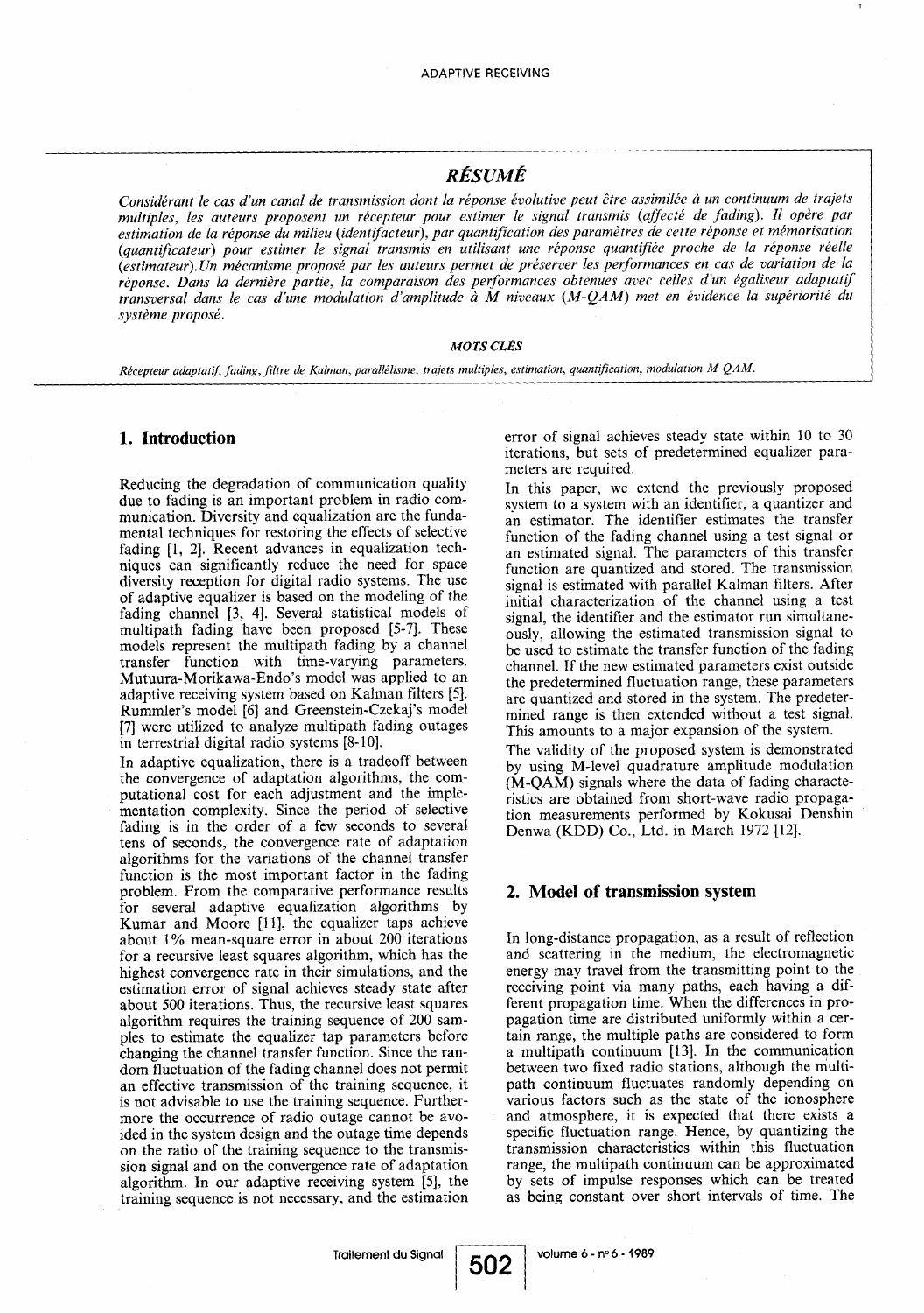## *RÉSUMÉ*

*Considérant le cas d'un canal de transmission dont la réponse évolutive peut être assimilée à un continuum de trajets multiples, les auteurs proposent un récepteur pour estimer le signal transmis (affecté de fading). Il opère par estimation de la réponse du milieu (identifacteur), par quantification des paramètres de cette réponse et mémorisation (quantificateur) pour estimer le signal transmis en utilisant une réponse quantifiée proche de la réponse réelle (estimateur). Un mécanisme proposé par les auteurs permet de préserver les performances en cas de variation de la réponse. Dans la dernière partie, la comparaison des performances obtenues avec celles d'un égaliseur adaptatif transversal dans le cas d'une modulation d'amplitude à M niveaux (M-QAM) met en évidence la supériorité du système proposé.*

### *MOTS CLÉS*

*Récepteur adaptatif, fading, filtre de Kalman, parallélisme, trajets multiples, estimation, quantification, modulation M-QAM.*

## 1. Introduction

Reducing the degradation of communication quality due to fading is an important problem in radio communication. Diversity and equalization are the fundamental techniques for restoring the effects of selective fading [1, 2]. Recent advances in equalization techniques can significantly reduce the need for space diversity reception for digital radio systems. The use of adaptive equalizer is based on the modeling of the fading channel [3, 4]. Several statistical models of multipath fading have been proposed [5-7]. These models represent the multipath fading by a channel transfer function with time-varying parameters. Mutuura-Morikawa-Endo's model was applied to an adaptive receiving system based on Kalman filters [5]. Rummler's model [6] and Greenstein-Czekaj's model [7] were utilized to analyze multipath fading outages in terrestrial digital radio systems [8-10].

In adaptive equalization, there is a tradeoff between the convergence of adaptation algorithms, the computational cost for each adjustment and the implementation complexity. Since the period of selective fading is in the order of a few seconds to several tens of seconds, the convergence rate of adaptation algorithms for the variations of the channel transfer function is the most important factor in the fading problem. From the comparative performance results for several adaptive equalization algorithms by Kumar and Moore [11], the equalizer taps achieve about 1% mean-square error in about 200 iterations for a recursive least squares algorithm, which has the highest convergence rate in their simulations, and the estimation error of signal achieves steady state after about 500 iterations. Thus, the recursive least squares algorithm requires the training sequence of 200 samples to estimate the equalizer tap parameters before changing the channel transfer function. Since the random fluctuation of the fading channel does not permit an effective transmission of the training sequence, it is not advisable to use the training sequence. Furthermore the occurrence of radio outage cannot be avoided in the system design and the outage time depends on the ratio of the training sequence to the transmission signal and on the convergence rate of adaptation algorithm. In our adaptive receiving system [5], the training sequence is not necessary, and the estimation error of signal achieves steady state within 10 to 30 iterations, but sets of predetermined equalizer parameters are required.

In this paper, we extend the previously proposed system to a system with an identifier, a quantizer and an estimator. The identifier estimates the transfer function of the fading channel using a test signal or an estimated signal. The parameters of this transfer function are quantized and stored. The transmission signal is estimated with parallel Kalman filters. After initial characterization of the channel using a test signal, the identifier and the estimator run simultaneously, allowing the estimated transmission signal to be used to estimate the transfer function of the fading channel. If the new estimated parameters exist outside the predetermined fluctuation range, these parameters are quantized and stored in the system. The predetermined range is then extended without a test signal. This amounts to a major expansion of the system.

The validity of the proposed system is demonstrated by using M-level quadrature amplitude modulation (M-QAM) signals where the data of fading characteristics are obtained from short-wave radio propagation measurements performed by Kokusai Denshin Denwa (KDD) Co., Ltd. in March 1972 [12].

## 2. Model of transmission system

In long-distance propagation, as a result of reflection and scattering in the medium, the electromagnetic energy may travel from the transmitting point to the receiving point via many paths, each having a different propagation time. When the differences in propagation time are distributed uniformly within a certain range, the multiple paths are considered to form a multipath continuum [13]. In the communication between two fixed radio stations, although the multipath continuum fluctuates randomly depending on various factors such as the state of the ionosphere and atmosphere, it is expected that there exists a specific fluctuation range. Hence, by quantizing the transmission characteristics within this fluctuation range, the multipath continuum can be approximated by sets of impulse responses which can be treated as being constant over short intervals of time. The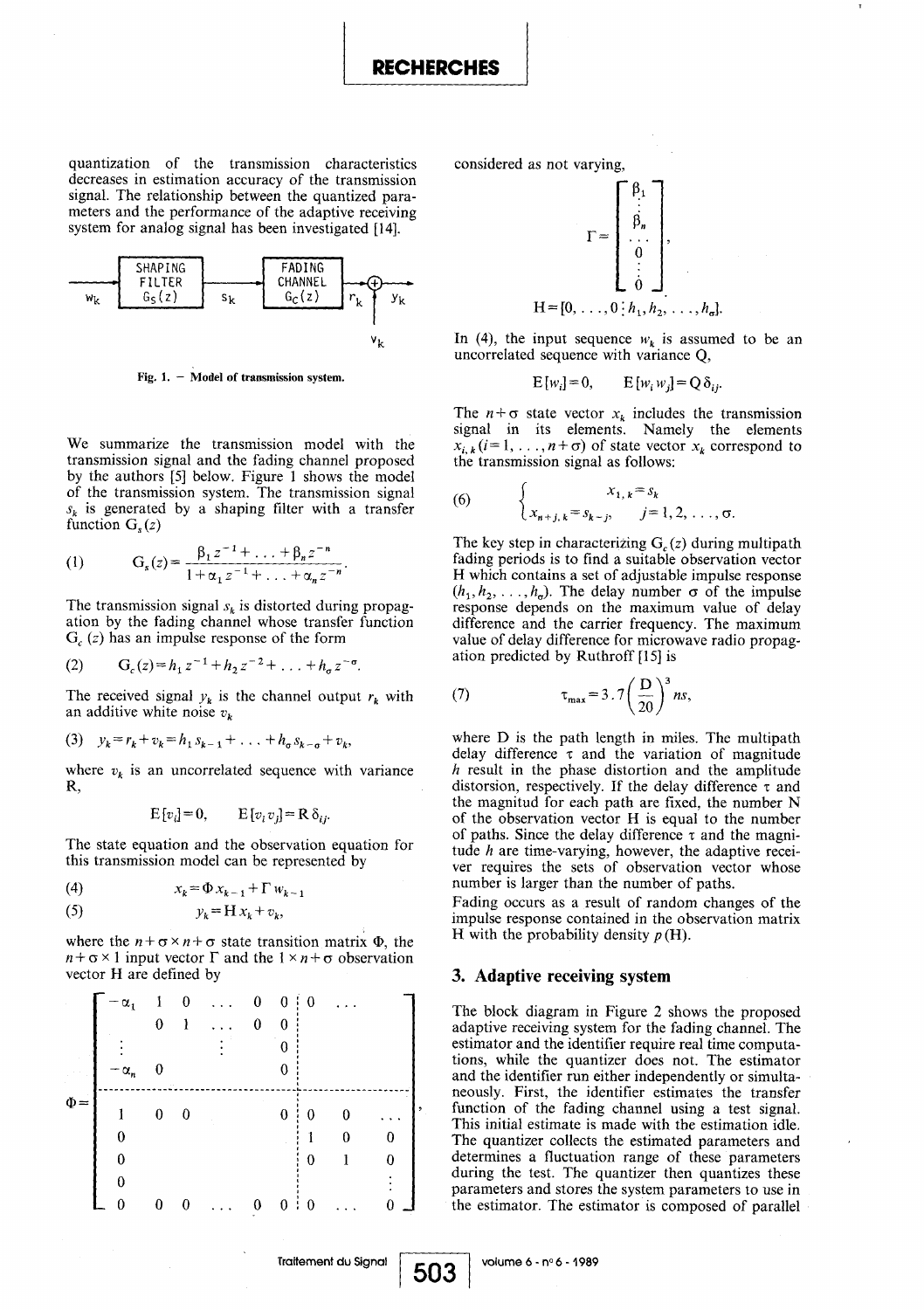quantization of the transmission characteristics decreases in estimation accuracy of the transmission signal. The relationship between the quantized parameters and the performance of the adaptive receiving system for analog signal has been investigated [14].

Fig. 1. — Model of transmission system.

We summarize the transmission model with the transmission signal and the fading channel proposed by the authors [5] below. Figure 1 shows the model of the transmission system. The transmission signal $s_k$ is generated by a shaping filter with a transfer function $G_s(z)$

$$(1) \qquad G_s(z) = \frac{\beta_1 z^{-1} + \ldots + \beta_n z^{-n}}{1 + \alpha_1 z^{-1} + \ldots + \alpha_n z^{-n}}.$$

The transmission signal $s_k$ is distorted during propagation by the fading channel whose transfer function $G_c(z)$ has an impulse response of the form

$$(2) \qquad G_c(z) = h_1 z^{-1} + h_2 z^{-2} + \ldots + h_\sigma z^{-\sigma}.$$

The received signal $y_k$ is the channel output $r_k$ with an additive white noise $v_k$

$$(3) \quad y_k = r_k + v_k = h_1 s_{k-1} + \ldots + h_\sigma s_{k-\sigma} + v_k,$$

where $v_k$ is an uncorrelated sequence with variance R,

$$E[v_i] = 0, \qquad E[v_i v_j] = R\,\delta_{ij}.$$

The state equation and the observation equation for this transmission model can be represented by

$$(4) \qquad x_k = \Phi x_{k-1} + \Gamma w_{k-1}$$

$$(5) \qquad y_k = H x_k + v_k,$$

where the $n+\sigma \times n+\sigma$ state transition matrix $\Phi$, the $n+\sigma \times 1$ input vector $\Gamma$ and the $1 \times n+\sigma$ observation vector H are defined by

$$\Phi = \left[\begin{array}{cccccc|cccc}
-\alpha_1 & 1 & 0 & \ldots & 0 & 0 & 0 & \ldots & & \\
 & 0 & 1 & \ldots & 0 & 0 & & & & \\
\vdots & & & \vdots & & 0 & & & & \\
-\alpha_n & 0 & & & & 0 & & & & \\
\hline
1 & 0 & 0 & & & 0 & 0 & 0 & \ldots & \\
0 & & & & & & 1 & 0 & 0 & \\
0 & & & & & & 0 & 1 & 0 & \\
0 & & & & & & & & \vdots & \\
0 & 0 & 0 & \ldots & 0 & 0 & 0 & \ldots & 0 &
\end{array}\right],$$

considered as not varying,

$$\Gamma = \begin{bmatrix} \beta_1 \\ \vdots \\ \beta_n \\ \ldots \\ 0 \\ \vdots \\ 0 \end{bmatrix},$$

$$H = [0, \ldots, 0 \,\vdots\, h_1, h_2, \ldots, h_\sigma].$$

In (4), the input sequence $w_k$ is assumed to be an uncorrelated sequence with variance Q,

$$E[w_i] = 0, \qquad E[w_i w_j] = Q\,\delta_{ij}.$$

The $n+\sigma$ state vector $x_k$ includes the transmission signal in its elements. Namely the elements $x_{i,k}$ $(i = 1, \ldots, n+\sigma)$ of state vector $x_k$ correspond to the transmission signal as follows:

$$(6) \qquad \begin{cases} x_{1,k} = s_k \\ x_{n+j,k} = s_{k-j}, & j = 1, 2, \ldots, \sigma. \end{cases}$$

The key step in characterizing $G_c(z)$ during multipath fading periods is to find a suitable observation vector H which contains a set of adjustable impulse response $(h_1, h_2, \ldots, h_\sigma)$. The delay number $\sigma$ of the impulse response depends on the maximum value of delay difference and the carrier frequency. The maximum value of delay difference for microwave radio propagation predicted by Ruthroff [15] is

$$(7) \qquad \tau_{max} = 3.7\left(\frac{D}{20}\right)^3 ns,$$

where D is the path length in miles. The multipath delay difference $\tau$ and the variation of magnitude $h$ result in the phase distortion and the amplitude distorsion, respectively. If the delay difference $\tau$ and the magnitud for each path are fixed, the number N of the observation vector H is equal to the number of paths. Since the delay difference $\tau$ and the magnitude $h$ are time-varying, however, the adaptive receiver requires the sets of observation vector whose number is larger than the number of paths.

Fading occurs as a result of random changes of the impulse response contained in the observation matrix H with the probability density $p(H)$.

## 3. Adaptive receiving system

The block diagram in Figure 2 shows the proposed adaptive receiving system for the fading channel. The estimator and the identifier require real time computations, while the quantizer does not. The estimator and the identifier run either independently or simultaneously. First, the identifier estimates the transfer function of the fading channel using a test signal. This initial estimate is made with the estimation idle. The quantizer collects the estimated parameters and determines a fluctuation range of these parameters during the test. The quantizer then quantizes these parameters and stores the system parameters to use in the estimator. The estimator is composed of parallel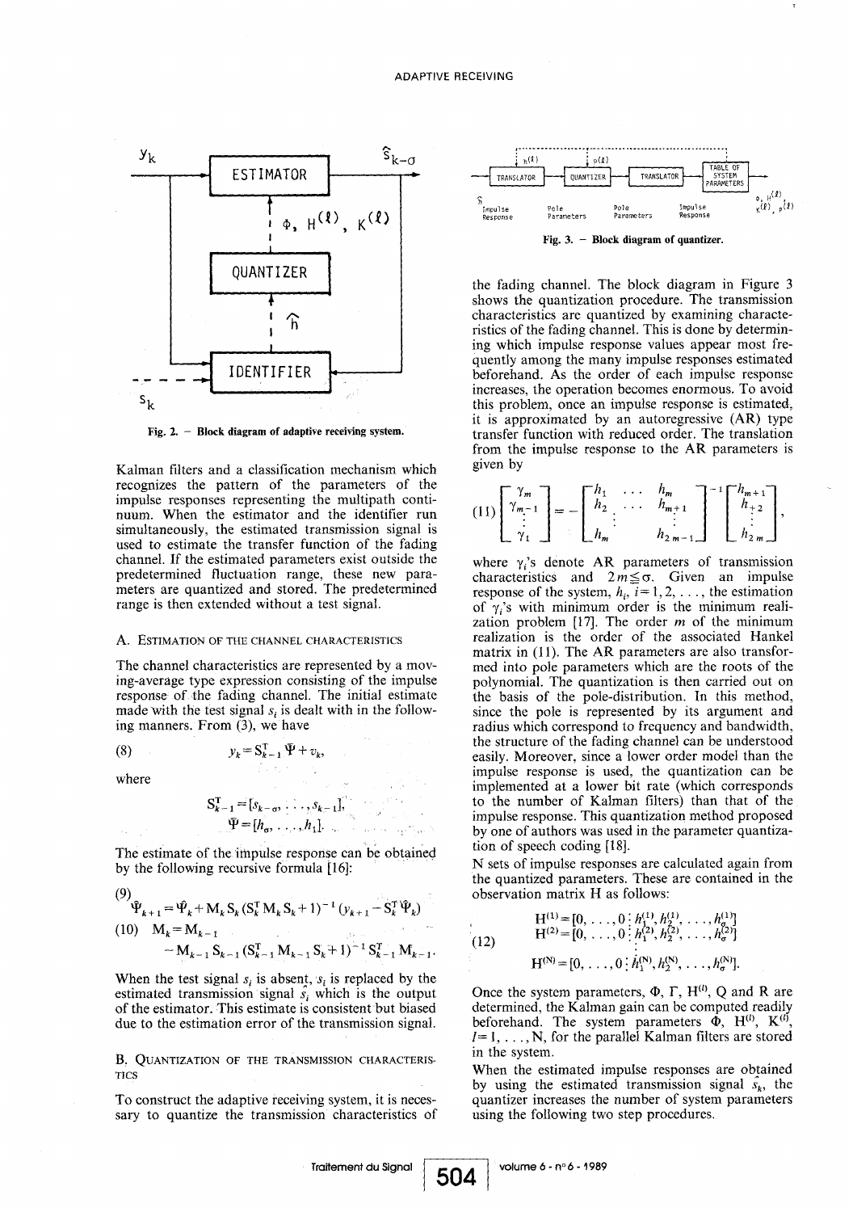Fig. 2. – Block diagram of adaptive receiving system.

Kalman filters and a classification mechanism which recognizes the pattern of the parameters of the impulse responses representing the multipath continuum. When the estimator and the identifier run simultaneously, the estimated transmission signal is used to estimate the transfer function of the fading channel. If the estimated parameters exist outside the predetermined fluctuation range, these new parameters are quantized and stored. The predetermined range is then extended without a test signal.

### A. Estimation of the channel characteristics

The channel characteristics are represented by a moving-average type expression consisting of the impulse response of the fading channel. The initial estimate made with the test signal $s_i$ is dealt with in the following manners. From (3), we have

$$(8) \qquad y_k = S_{k-1}^T \Psi + v_k,$$

where

$$S_{k-1}^T = [s_{k-\sigma}, \ldots, s_{k-1}],$$
$$\Psi = [h_\sigma, \ldots, h_1].$$

The estimate of the impulse response can be obtained by the following recursive formula [16]:

$$(9) \qquad \hat{\Psi}_{k+1} = \hat{\Psi}_k + M_k S_k (S_k^T M_k S_k + 1)^{-1} (y_{k+1} - S_k^T \hat{\Psi}_k)$$

$$(10) \qquad M_k = M_{k-1} - M_{k-1} S_{k-1} (S_{k-1}^T M_{k-1} S_k + 1)^{-1} S_{k-1}^T M_{k-1}.$$

When the test signal $s_i$ is absent, $s_i$ is replaced by the estimated transmission signal $\hat{s}_i$ which is the output of the estimator. This estimate is consistent but biased due to the estimation error of the transmission signal.

### B. Quantization of the transmission characteristics

To construct the adaptive receiving system, it is necessary to quantize the transmission characteristics of the fading channel. The block diagram in Figure 3 shows the quantization procedure. The transmission characteristics are quantized by examining characteristics of the fading channel. This is done by determining which impulse response values appear most frequently among the many impulse responses estimated beforehand. As the order of each impulse response increases, the operation becomes enormous. To avoid this problem, once an impulse response is estimated, it is approximated by an autoregressive (AR) type transfer function with reduced order. The translation from the impulse response to the AR parameters is given by

Fig. 3. – Block diagram of quantizer.

$$(11) \qquad \begin{bmatrix} \gamma_m \\ \gamma_{m-1} \\ \vdots \\ \gamma_1 \end{bmatrix} = - \begin{bmatrix} h_1 & \ldots & h_m \\ h_2 & \ldots & h_{m+1} \\ \vdots & & \vdots \\ h_m & & h_{2m-1} \end{bmatrix}^{-1} \begin{bmatrix} h_{m+1} \\ h_{+2} \\ \vdots \\ h_{2m} \end{bmatrix},$$

where $\gamma_i$'s denote AR parameters of transmission characteristics and $2m \leq \sigma$. Given an impulse response of the system, $h_i$, $i = 1, 2, \ldots$, the estimation of $\gamma_i$'s with minimum order is the minimum realization problem [17]. The order $m$ of the minimum realization is the order of the associated Hankel matrix in (11). The AR parameters are also transformed into pole parameters which are the roots of the polynomial. The quantization is then carried out on the basis of the pole-distribution. In this method, since the pole is represented by its argument and radius which correspond to frequency and bandwidth, the structure of the fading channel can be understood easily. Moreover, since a lower order model than the impulse response is used, the quantization can be implemented at a lower bit rate (which corresponds to the number of Kalman filters) than that of the impulse response. This quantization method proposed by one of authors was used in the parameter quantization of speech coding [18].

N sets of impulse responses are calculated again from the quantized parameters. These are contained in the observation matrix H as follows:

$$(12) \qquad \begin{aligned} H^{(1)} &= [0, \ldots, 0 \,\vdots\, h_1^{(1)}, h_2^{(1)}, \ldots, h_\sigma^{(1)}] \\ H^{(2)} &= [0, \ldots, 0 \,\vdots\, h_1^{(2)}, h_2^{(2)}, \ldots, h_\sigma^{(2)}] \\ &\vdots \\ H^{(N)} &= [0, \ldots, 0 \,\vdots\, h_1^{(N)}, h_2^{(N)}, \ldots, h_\sigma^{(N)}]. \end{aligned}$$

Once the system parameters, $\Phi$, $\Gamma$, $H^{(l)}$, Q and R are determined, the Kalman gain can be computed readily beforehand. The system parameters $\Phi$, $H^{(l)}$, $K^{(l)}$, $l = 1, \ldots, N$, for the parallel Kalman filters are stored in the system.

When the estimated impulse responses are obtained by using the estimated transmission signal $\hat{s}_k$, the quantizer increases the number of system parameters using the following two step procedures.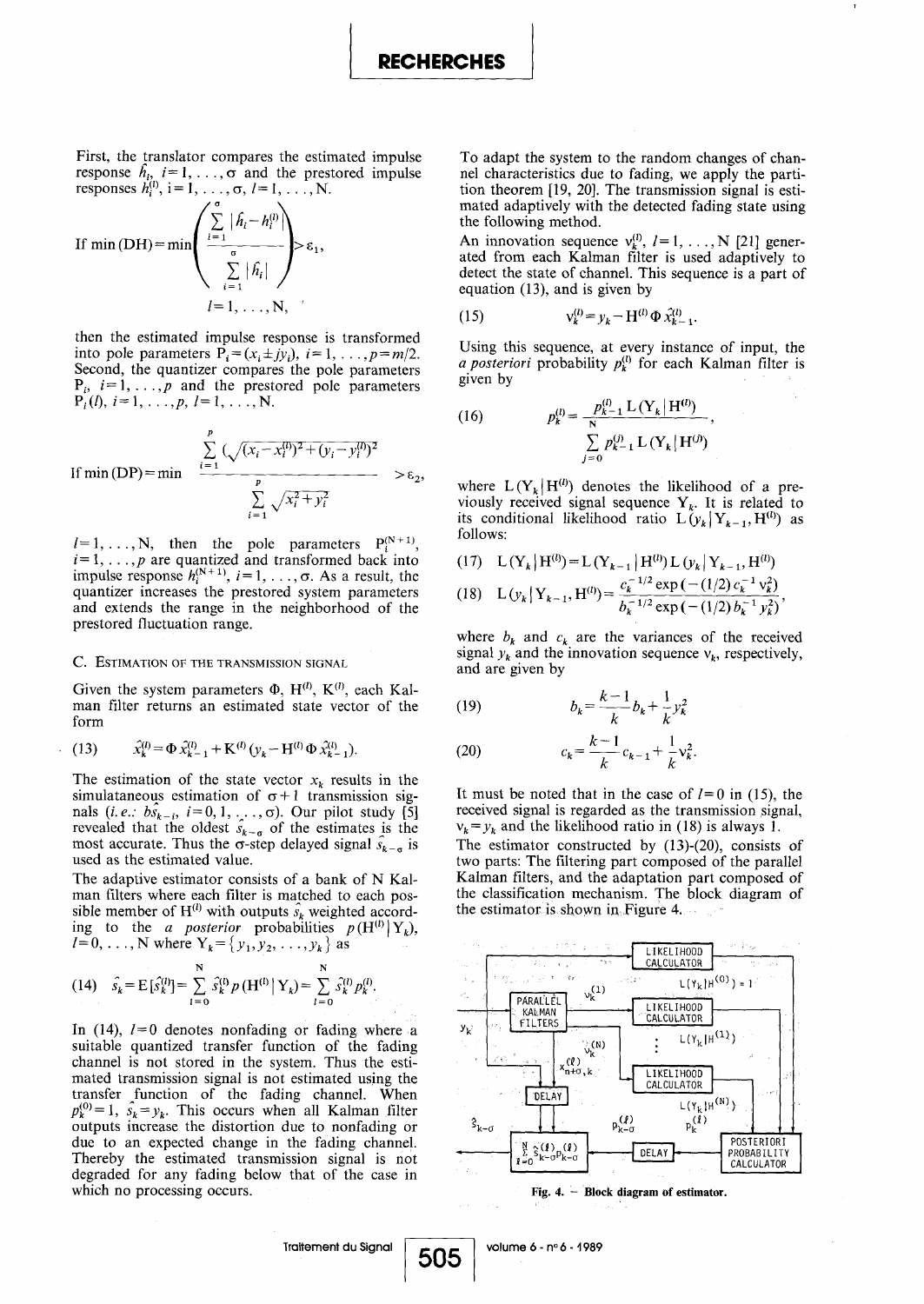First, the translator compares the estimated impulse response $\hat{h}_i$, $i=1, \ldots, \sigma$ and the prestored impulse responses $h_i^{(l)}$, $i=1, \ldots, \sigma$, $l=1, \ldots, N$.

$$\text{If } \min(\text{DH}) = \min \left( \frac{\sum_{i=1}^{\sigma} |\hat{h}_i - h_i^{(l)}|}{\sum_{i=1}^{\sigma} |\hat{h}_i|} \right) > \varepsilon_1,$$

$$l=1, \ldots, N,$$

then the estimated impulse response is transformed into pole parameters $P_i = (x_i \pm j y_i)$, $i=1, \ldots, p=m/2$. Second, the quantizer compares the pole parameters $P_i$, $i=1, \ldots, p$ and the prestored pole parameters $P_i(l)$, $i=1, \ldots, p$, $l=1, \ldots, N$.

$$\text{If } \min(\text{DP}) = \min \frac{\sum_{i=1}^{p} \left(\sqrt{(x_i - x_i^{(l)})^2 + (y_i - y_i^{(l)})^2}\right.}{\sum_{i=1}^{p} \sqrt{x_i^2 + y_i^2}} > \varepsilon_2,$$

$l=1, \ldots, N$, then the pole parameters $P_i^{(N+1)}$, $i=1, \ldots, p$ are quantized and transformed back into impulse response $h_i^{(N+1)}$, $i=1, \ldots, \sigma$. As a result, the quantizer increases the prestored system parameters and extends the range in the neighborhood of the prestored fluctuation range.

### C. Estimation of the transmission signal

Given the system parameters $\Phi$, $H^{(l)}$, $K^{(l)}$, each Kalman filter returns an estimated state vector of the form

$$(13) \qquad \hat{x}_k^{(l)} = \Phi \hat{x}_{k-1}^{(l)} + K^{(l)}(y_k - H^{(l)} \Phi \hat{x}_{k-1}^{(l)}).$$

The estimation of the state vector $x_k$ results in the simulataneous estimation of $\sigma+1$ transmission signals (*i.e.*: $b\hat{s}_{k-i}$, $i=0, 1, \ldots, \sigma$). Our pilot study [5] revealed that the oldest $\hat{s}_{k-\sigma}$ of the estimates is the most accurate. Thus the $\sigma$-step delayed signal $\hat{s}_{k-\sigma}$ is used as the estimated value.

The adaptive estimator consists of a bank of N Kalman filters where each filter is matched to each possible member of $H^{(l)}$ with outputs $\hat{s}_k$ weighted according to the *a posterior* probabilities $p(H^{(l)} | Y_k)$, $l=0, \ldots, N$ where $Y_k = \{y_1, y_2, \ldots, y_k\}$ as

$$(14) \qquad \hat{s}_k = E[\hat{s}_k^{(l)}] = \sum_{l=0}^{N} \hat{s}_k^{(l)} p(H^{(l)} | Y_k) = \sum_{l=0}^{N} \hat{s}_k^{(l)} p_k^{(l)}.$$

In (14), $l=0$ denotes nonfading or fading where a suitable quantized transfer function of the fading channel is not stored in the system. Thus the estimated transmission signal is not estimated using the transfer function of the fading channel. When $p_k^{(0)} = 1$, $\hat{s}_k = y_k$. This occurs when all Kalman filter outputs increase the distortion due to nonfading or due to an expected change in the fading channel. Thereby the estimated transmission signal is not degraded for any fading below that of the case in which no processing occurs.

To adapt the system to the random changes of channel characteristics due to fading, we apply the partition theorem [19, 20]. The transmission signal is estimated adaptively with the detected fading state using the following method.

An innovation sequence $v_k^{(l)}$, $l=1, \ldots, N$ [21] generated from each Kalman filter is used adaptively to detect the state of channel. This sequence is a part of equation (13), and is given by

$$(15) \qquad v_k^{(l)} = y_k - H^{(l)} \Phi \hat{x}_{k-1}^{(l)}.$$

Using this sequence, at every instance of input, the *a posteriori* probability $p_k^{(l)}$ for each Kalman filter is given by

$$(16) \qquad p_k^{(l)} = \frac{p_{k-1}^{(l)} L(Y_k | H^{(l)})}{\sum_{j=0}^{N} p_{k-1}^{(j)} L(Y_k | H^{(j)})},$$

where $L(Y_k | H^{(l)})$ denotes the likelihood of a previously received signal sequence $Y_k$. It is related to its conditional likelihood ratio $L(y_k | Y_{k-1}, H^{(l)})$ as follows:

$$(17) \qquad L(Y_k | H^{(l)}) = L(Y_{k-1} | H^{(l)}) L(y_k | Y_{k-1}, H^{(l)})$$

$$(18) \qquad L(y_k | Y_{k-1}, H^{(l)}) = \frac{c_k^{-1/2} \exp(-(1/2) c_k^{-1} v_k^2)}{b_k^{-1/2} \exp(-(1/2) b_k^{-1} y_k^2)},$$

where $b_k$ and $c_k$ are the variances of the received signal $y_k$ and the innovation sequence $v_k$, respectively, and are given by

$$(19) \qquad b_k = \frac{k-1}{k} b_k + \frac{1}{k} y_k^2$$

$$(20) \qquad c_k = \frac{k-1}{k} c_{k-1} + \frac{1}{k} v_k^2.$$

It must be noted that in the case of $l=0$ in (15), the received signal is regarded as the transmission signal, $v_k = y_k$ and the likelihood ratio in (18) is always 1.

The estimator constructed by (13)-(20), consists of two parts: The filtering part composed of the parallel Kalman filters, and the adaptation part composed of the classification mechanism. The block diagram of the estimator is shown in Figure 4.

Fig. 4. — Block diagram of estimator.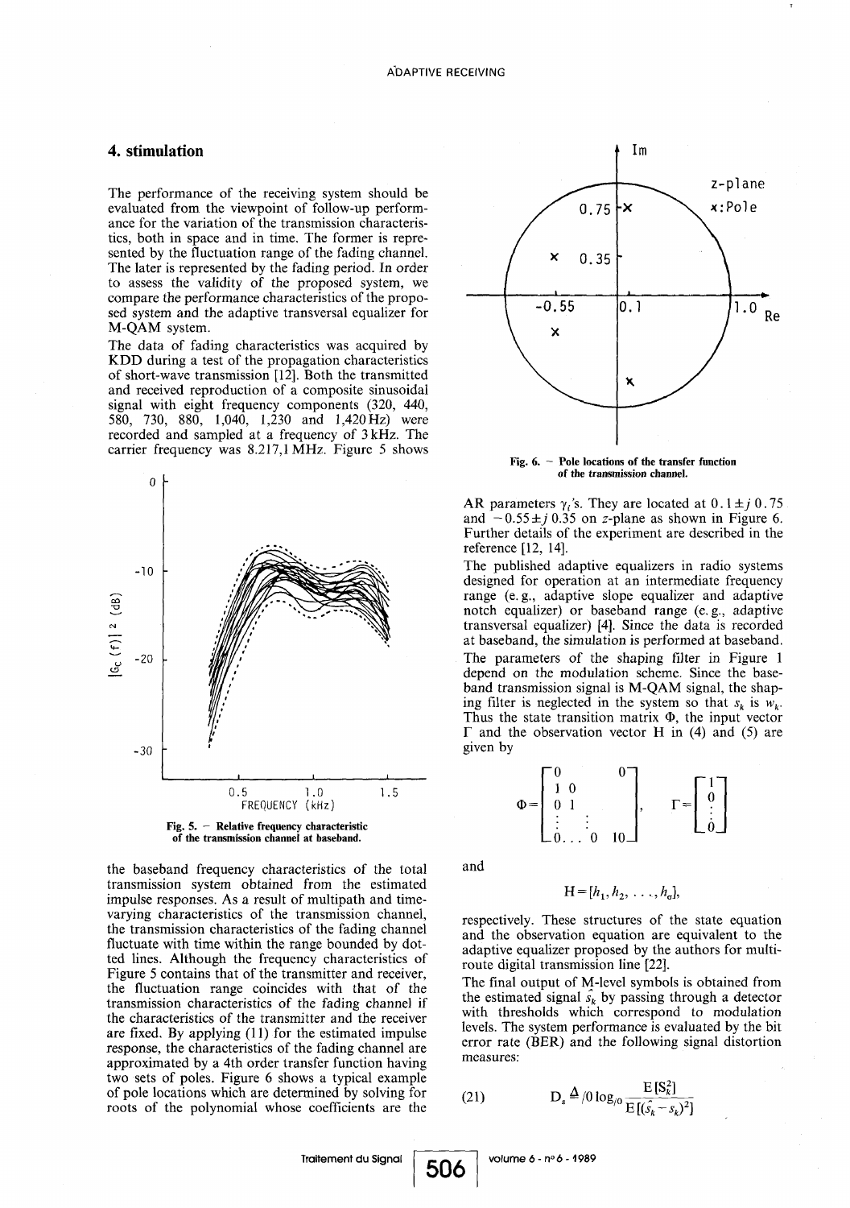## 4. stimulation

The performance of the receiving system should be evaluated from the viewpoint of follow-up performance for the variation of the transmission characteristics, both in space and in time. The former is represented by the fluctuation range of the fading channel. The later is represented by the fading period. In order to assess the validity of the proposed system, we compare the performance characteristics of the proposed system and the adaptive transversal equalizer for M-QAM system.

The data of fading characteristics was acquired by KDD during a test of the propagation characteristics of short-wave transmission [12]. Both the transmitted and received reproduction of a composite sinusoidal signal with eight frequency components (320, 440, 580, 730, 880, 1,040, 1,230 and 1,420 Hz) were recorded and sampled at a frequency of 3 kHz. The carrier frequency was 8.217,1 MHz. Figure 5 shows the baseband frequency characteristics of the total transmission system obtained from the estimated impulse responses. As a result of multipath and time-varying characteristics of the transmission channel, the transmission characteristics of the fading channel fluctuate with time within the range bounded by dotted lines. Although the frequency characteristics of Figure 5 contains that of the transmitter and receiver, the fluctuation range coincides with that of the transmission characteristics of the fading channel if the characteristics of the transmitter and the receiver are fixed. By applying (11) for the estimated impulse response, the characteristics of the fading channel are approximated by a 4th order transfer function having two sets of poles. Figure 6 shows a typical example of pole locations which are determined by solving for roots of the polynomial whose coefficients are the AR parameters $\gamma_i$'s. They are located at $0.1 \pm j\,0.75$ and $-0.55 \pm j\,0.35$ on $z$-plane as shown in Figure 6. Further details of the experiment are described in the reference [12, 14].

Fig. 5. – Relative frequency characteristic of the transmission channel at baseband.

Fig. 6. – Pole locations of the transfer function of the transmission channel.

The published adaptive equalizers in radio systems designed for operation at an intermediate frequency range (e. g., adaptive slope equalizer and adaptive notch equalizer) or baseband range (e. g., adaptive transversal equalizer) [4]. Since the data is recorded at baseband, the simulation is performed at baseband. The parameters of the shaping filter in Figure 1 depend on the modulation scheme. Since the baseband transmission signal is M-QAM signal, the shaping filter is neglected in the system so that $s_k$ is $w_k$. Thus the state transition matrix $\Phi$, the input vector $\Gamma$ and the observation vector H in (4) and (5) are given by

$$\Phi = \begin{bmatrix} 0 & & & 0 \\ 1 & 0 & & \\ 0 & 1 & & \\ \vdots & \vdots & & \\ 0 \ldots & 0 & 1 & 0 \end{bmatrix}, \quad \Gamma = \begin{bmatrix} 1 \\ 0 \\ \vdots \\ 0 \end{bmatrix}$$

and

$$H = [h_1, h_2, \ldots, h_\sigma],$$

respectively. These structures of the state equation and the observation equation are equivalent to the adaptive equalizer proposed by the authors for multi-route digital transmission line [22].

The final output of M-level symbols is obtained from the estimated signal $\hat{s}_k$ by passing through a detector with thresholds which correspond to modulation levels. The system performance is evaluated by the bit error rate (BER) and the following signal distortion measures:

$$\text{(21)} \qquad D_s \triangleq 10 \log_{10} \frac{E[S_k^2]}{E[(\hat{s}_k - s_k)^2]}$$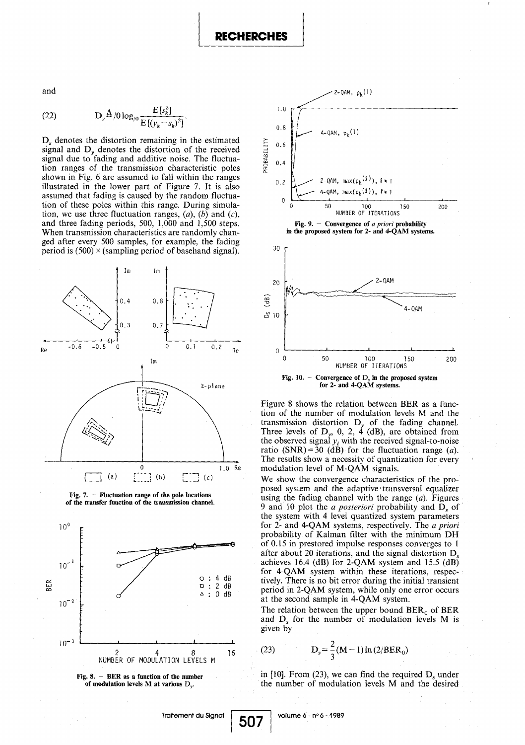and

$$D_y \triangleq 10 \log_{10} \frac{E[s_k^2]}{E[(y_k - s_k)^2]}. \tag{22}$$

$D_s$ denotes the distortion remaining in the estimated signal and $D_y$ denotes the distortion of the received signal due to fading and additive noise. The fluctuation ranges of the transmission characteristic poles shown in Fig. 6 are assumed to fall within the ranges illustrated in the lower part of Figure 7. It is also assumed that fading is caused by the random fluctuation of these poles within this range. During simulation, we use three fluctuation ranges, (*a*), (*b*) and (*c*), and three fading periods, 500, 1,000 and 1,500 steps. When transmission characteristics are randomly changed after every 500 samples, for example, the fading period is (500) × (sampling period of basehand signal).

**Fig. 7. — Fluctuation range of the pole locations of the transfer function of the transmission channel.**

**Fig. 8. — BER as a function of the number of modulation levels M at various $D_y$.**

**Fig. 9. — Convergence of *a priori* probability in the proposed system for 2- and 4-QAM systems.**

**Fig. 10. — Convergence of $D_s$ in the proposed system for 2- and 4-QAM systems.**

Figure 8 shows the relation between BER as a function of the number of modulation levels M and the transmission distortion $D_y$ of the fading channel. Three levels of $D_y$, 0, 2, 4 (dB), are obtained from the observed signal $y_i$ with the received signal-to-noise ratio (SNR) = 30 (dB) for the fluctuation range (*a*). The results show a necessity of quantization for every modulation level of M-QAM signals.

We show the convergence characteristics of the proposed system and the adaptive transversal equalizer using the fading channel with the range (*a*). Figures 9 and 10 plot the *a posteriori* probability and $D_s$ of the system with 4 level quantized system parameters for 2- and 4-QAM systems, respectively. The *a priori* probability of Kalman filter with the minimum DH of 0.15 in prestored impulse responses converges to 1 after about 20 iterations, and the signal distortion $D_s$ achieves 16.4 (dB) for 2-QAM system and 15.5 (dB) for 4-QAM system within these iterations, respectively. There is no bit error during the initial transient period in 2-QAM system, while only one error occurs at the second sample in 4-QAM system.

The relation between the upper bound $BER_0$ of BER and $D_s$ for the number of modulation levels M is given by

$$D_s = \frac{2}{3}(M-1)\ln(2/BER_0) \tag{23}$$

in [10]. From (23), we can find the required $D_s$ under the number of modulation levels M and the desired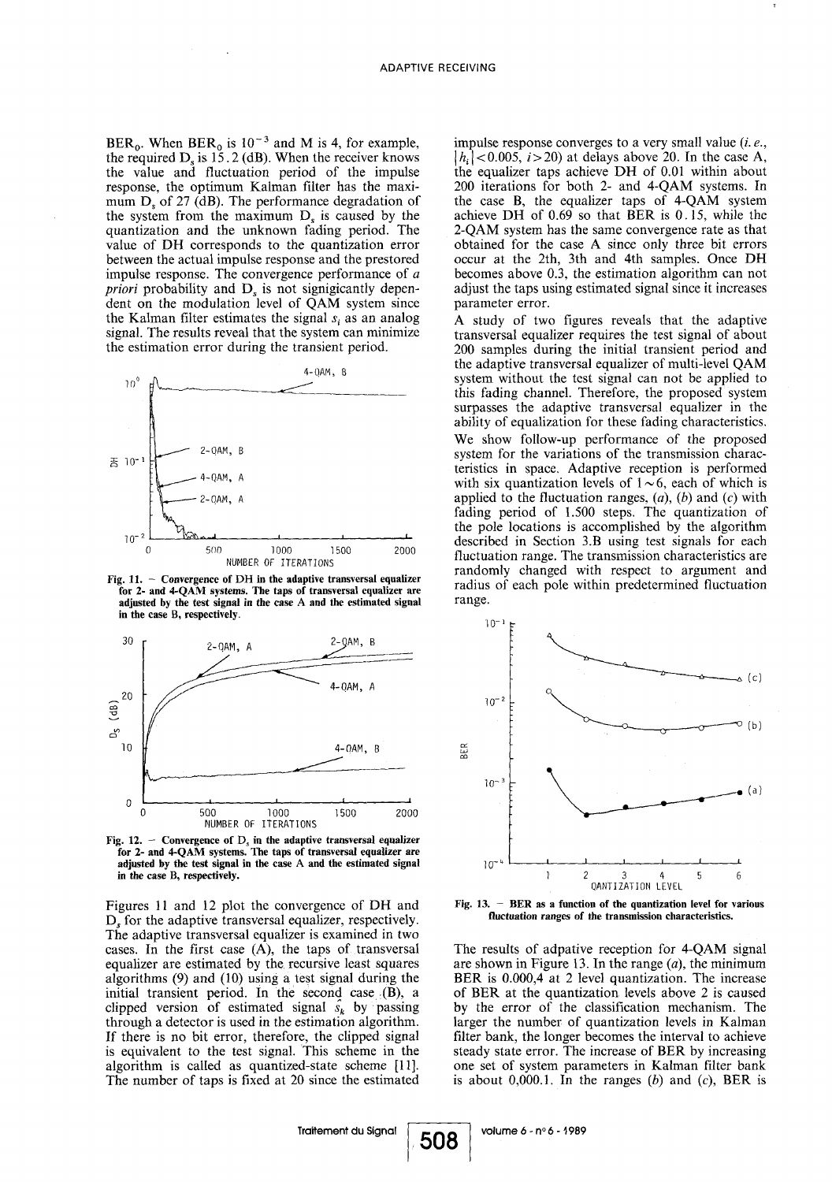$BER_0$. When $BER_0$ is $10^{-3}$ and M is 4, for example, the required $D_s$ is 15.2 (dB). When the receiver knows the value and fluctuation period of the impulse response, the optimum Kalman filter has the maximum $D_s$ of 27 (dB). The performance degradation of the system from the maximum $D_s$ is caused by the quantization and the unknown fading period. The value of DH corresponds to the quantization error between the actual impulse response and the prestored impulse response. The convergence performance of *a priori* probability and $D_s$ is not signigicantly dependent on the modulation level of QAM system since the Kalman filter estimates the signal $s_i$ as an analog signal. The results reveal that the system can minimize the estimation error during the transient period.

**Fig. 11. — Convergence of DH in the adaptive transversal equalizer for 2- and 4-QAM systems. The taps of transversal equalizer are adjusted by the test signal in the case A and the estimated signal in the case B, respectively.**

**Fig. 12. — Convergence of $D_s$ in the adaptive transversal equalizer for 2- and 4-QAM systems. The taps of transversal equalizer are adjusted by the test signal in the case A and the estimated signal in the case B, respectively.**

Figures 11 and 12 plot the convergence of DH and $D_s$ for the adaptive transversal equalizer, respectively. The adaptive transversal equalizer is examined in two cases. In the first case (A), the taps of transversal equalizer are estimated by the recursive least squares algorithms (9) and (10) using a test signal during the initial transient period. In the second case (B), a clipped version of estimated signal $\hat{s}_k$ by passing through a detector is used in the estimation algorithm. If there is no bit error, therefore, the clipped signal is equivalent to the test signal. This scheme in the algorithm is called as quantized-state scheme [11]. The number of taps is fixed at 20 since the estimated impulse response converges to a very small value (*i. e.*, $|h_i|<0.005$, $i>20$) at delays above 20. In the case A, the equalizer taps achieve DH of 0.01 within about 200 iterations for both 2- and 4-QAM systems. In the case B, the equalizer taps of 4-QAM system achieve DH of 0.69 so that BER is 0.15, while the 2-QAM system has the same convergence rate as that obtained for the case A since only three bit errors occur at the 2th, 3th and 4th samples. Once DH becomes above 0.3, the estimation algorithm can not adjust the taps using estimated signal since it increases parameter error.

A study of two figures reveals that the adaptive transversal equalizer requires the test signal of about 200 samples during the initial transient period and the adaptive transversal equalizer of multi-level QAM system without the test signal can not be applied to this fading channel. Therefore, the proposed system surpasses the adaptive transversal equalizer in the ability of equalization for these fading characteristics.

We show follow-up performance of the proposed system for the variations of the transmission characteristics in space. Adaptive reception is performed with six quantization levels of $1 \sim 6$, each of which is applied to the fluctuation ranges, (*a*), (*b*) and (*c*) with fading period of 1.500 steps. The quantization of the pole locations is accomplished by the algorithm described in Section 3.B using test signals for each fluctuation range. The transmission characteristics are randomly changed with respect to argument and radius of each pole within predetermined fluctuation range.

**Fig. 13. — BER as a function of the quantization level for various fluctuation ranges of the transmission characteristics.**

The results of adpative reception for 4-QAM signal are shown in Figure 13. In the range (*a*), the minimum BER is 0.000,4 at 2 level quantization. The increase of BER at the quantization levels above 2 is caused by the error of the classification mechanism. The larger the number of quantization levels in Kalman filter bank, the longer becomes the interval to achieve steady state error. The increase of BER by increasing one set of system parameters in Kalman filter bank is about 0,000.1. In the ranges (*b*) and (*c*), BER is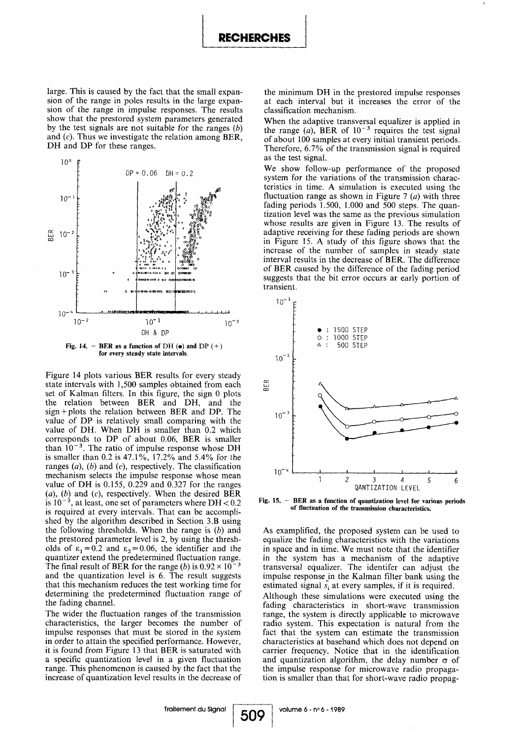large. This is caused by the fact that the small expansion of the range in poles results in the large expansion of the range in impulse responses. The results show that the prestored system parameters generated by the test signals are not suitable for the ranges (*b*) and (*c*). Thus we investigate the relation among BER, DH and DP for these ranges.

Fig. 14. — BER as a function of DH (●) and DP (+) for every steady state intervals.

Figure 14 plots various BER results for every steady state intervals with 1,500 samples obtained from each set of Kalman filters. In this figure, the sign 0 plots the relation between BER and DH, and the sign + plots the relation between BER and DP. The value of DP is relatively small comparing with the value of DH. When DH is smaller than 0.2 which corresponds to DP of about 0.06, BER is smaller than $10^{-3}$. The ratio of impulse response whose DH is smaller than 0.2 is 47.1%, 17.2% and 5.4% for the ranges (*a*), (*b*) and (*c*), respectively. The classification mechanism selects the impulse response whose mean value of DH is 0.155, 0.229 and 0.327 for the ranges (*a*), (*b*) and (*c*), respectively. When the desired BER is $10^{-3}$, at least, one set of parameters where DH < 0.2 is required at every intervals. That can be accomplished by the algorithm described in Section 3.B using the following thresholds. When the range is (*b*) and the prestored parameter level is 2, by using the thresholds of $\varepsilon_1 = 0.2$ and $\varepsilon_2 = 0.06$, the identifier and the quantizer extend the predetermined fluctuation range. The final result of BER for the range (*b*) is $0.92 \times 10^{-3}$ and the quantization level is 6. The result suggests that this mechanism reduces the test working time for determining the predetermined fluctuation range of the fading channel.

The wider the fluctuation ranges of the transmission characteristics, the larger becomes the number of impulse responses that must be stored in the system in order to attain the specified performance. However, it is found from Figure 13 that BER is saturated with a specific quantization level in a given fluctuation range. This phenomenon is caused by the fact that the increase of quantization level results in the decrease of the minimum DH in the prestored impulse responses at each interval but it increases the error of the classification mechanism.

When the adaptive transversal equalizer is applied in the range (*a*), BER of $10^{-3}$ requires the test signal of about 100 samples at every initial transient periods. Therefore, 6.7% of the transmission signal is required as the test signal.

We show follow-up performance of the proposed system for the variations of the transmission characteristics in time. A simulation is executed using the fluctuation range as shown in Figure 7 (*a*) with three fading periods 1.500, 1.000 and 500 steps. The quantization level was the same as the previous simulation whose results are given in Figure 13. The results of adaptive receiving for these fading periods are shown in Figure 15. A study of this figure shows that the increase of the number of samples in steady state interval results in the decrease of BER. The difference of BER caused by the difference of the fading period suggests that the bit error occurs ar early portion of transient.

Fig. 15. — BER as a function of quantization level for various periods of fluctuation of the transmission characteristics.

As examplified, the proposed system can be used to equalize the fading characteristics with the variations in space and in time. We must note that the identifier in the system has a mechanism of the adaptive transversal equalizer. The identifer can adjust the impulse response in the Kalman filter bank using the estimated signal $\hat{s}_i$ at every samples, if it is required.

Although these simulations were executed using the fading characteristics in short-wave transmission range, the system is directly applicable to microwave radio system. This expectation is natural from the fact that the system can estimate the transmission characteristics at baseband which does not depend on carrier frequency. Notice that in the identification and quantization algorithm, the delay number $\sigma$ of the impulse response for microwave radio propagation is smaller than that for short-wave radio propag-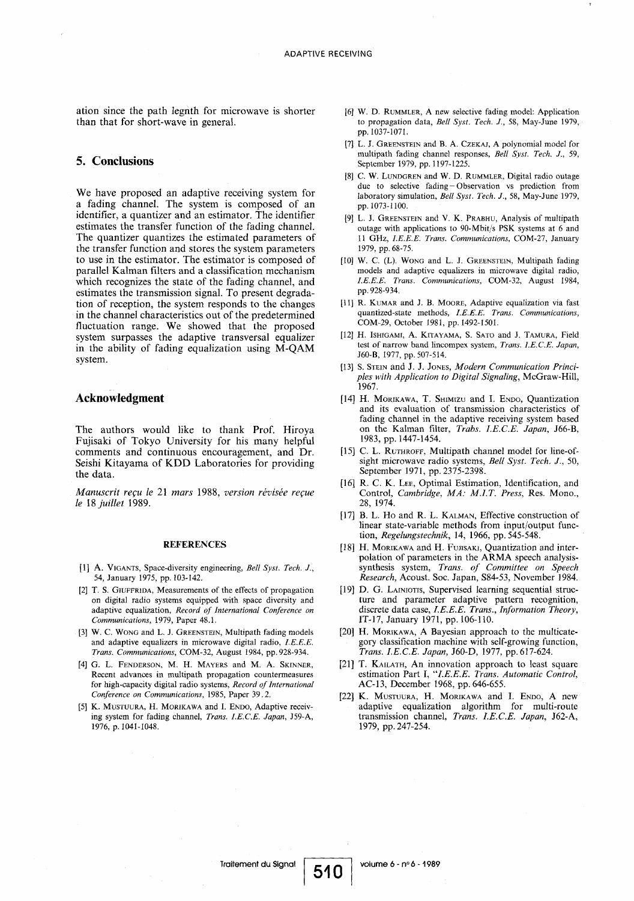ation since the path legnth for microwave is shorter than that for short-wave in general.

## 5. Conclusions

We have proposed an adaptive receiving system for a fading channel. The system is composed of an identifier, a quantizer and an estimator. The identifier estimates the transfer function of the fading channel. The quantizer quantizes the estimated parameters of the transfer function and stores the system parameters to use in the estimator. The estimator is composed of parallel Kalman filters and a classification mechanism which recognizes the state of the fading channel, and estimates the transmission signal. To present degradation of reception, the system responds to the changes in the channel characteristics out of the predetermined fluctuation range. We showed that the proposed system surpasses the adaptive transversal equalizer in the ability of fading equalization using M-QAM system.

## Acknowledgment

The authors would like to thank Prof. Hiroya Fujisaki of Tokyo University for his many helpful comments and continuous encouragement, and Dr. Seishi Kitayama of KDD Laboratories for providing the data.

*Manuscrit reçu le* 21 *mars* 1988, *version révisée reçue le* 18 *juillet* 1989.

### REFERENCES

[1] A. VIGANTS, Space-diversity engineering, *Bell Syst. Tech. J.*, 54, January 1975, pp. 103-142.

[2] T. S. GIUFFRIDA, Measurements of the effects of propagation on digital radio systems equipped with space diversity and adaptive equalization, *Record of International Conference on Communications*, 1979, Paper 48.1.

[3] W. C. WONG and L. J. GREENSTEIN, Multipath fading models and adaptive equalizers in microwave digital radio, *I.E.E.E. Trans. Communications*, COM-32, August 1984, pp. 928-934.

[4] G. L. FENDERSON, M. H. MAYERS and M. A. SKINNER, Recent advances in multipath propagation countermeasures for high-capacity digital radio systems, *Record of International Conference on Communications*, 1985, Paper 39.2.

[5] K. MUSTUURA, H. MORIKAWA and I. ENDO, Adaptive receiving system for fading channel, *Trans. I.E.C.E. Japan*, J59-A, 1976, p. 1041-1048.

[6] W. D. RUMMLER, A new selective fading model: Application to propagation data, *Bell Syst. Tech. J.*, 58, May-June 1979, pp. 1037-1071.

[7] L. J. GREENSTEIN and B. A. CZEKAJ, A polynomial model for multipath fading channel responses, *Bell Syst. Tech. J.*, 59, September 1979, pp. 1197-1225.

[8] C. W. LUNDGREN and W. D. RUMMLER, Digital radio outage due to selective fading–Observation vs prediction from laboratory simulation, *Bell Syst. Tech. J.*, 58, May-June 1979, pp. 1073-1100.

[9] L. J. GREENSTEIN and V. K. PRABHU, Analysis of multipath outage with applications to 90-Mbit/s PSK systems at 6 and 11 GHz, *I.E.E.E. Trans. Communications*, COM-27, January 1979, pp. 68-75.

[10] W. C. (L). WONG and L. J. GREENSTEIN, Multipath fading models and adaptive equalizers in microwave digital radio, *I.E.E.E. Trans. Communications*, COM-32, August 1984, pp. 928-934.

[11] R. KUMAR and J. B. MOORE, Adaptive equalization via fast quantized-state methods, *I.E.E.E. Trans. Communications*, COM-29, October 1981, pp. 1492-1501.

[12] H. ISHIGAMI, A. KITAYAMA, S. SATO and J. TAMURA, Field test of narrow band lincompex system, *Trans. I.E.C.E. Japan*, J60-B, 1977, pp. 507-514.

[13] S. STEIN and J. J. JONES, *Modern Communication Principles with Application to Digital Signaling*, McGraw-Hill, 1967.

[14] H. MORIKAWA, T. SHIMIZU and I. ENDO, Quantization and its evaluation of transmission characteristics of fading channel in the adaptive receiving system based on the Kalman filter, *Trabs. I.E.C.E. Japan*, J66-B, 1983, pp. 1447-1454.

[15] C. L. RUTHROFF, Multipath channel model for line-of-sight microwave radio systems, *Bell Syst. Tech. J.*, 50, September 1971, pp. 2375-2398.

[16] R. C. K. LEE, Optimal Estimation, Identification, and Control, *Cambridge, MA: M.I.T. Press*, Res. Mono., 28, 1974.

[17] B. L. HO and R. L. KALMAN, Effective construction of linear state-variable methods from input/output function, *Regelungstechnik*, 14, 1966, pp. 545-548.

[18] H. MORIKAWA and H. FUJISAKI, Quantization and interpolation of parameters in the ARMA speech analysis-synthesis system, *Trans. of Committee on Speech Research*, Acoust. Soc. Japan, S84-53, November 1984.

[19] D. G. LAINIOTIS, Supervised learning sequential structure and parameter adaptive pattern recognition, discrete data case, *I.E.E.E. Trans., Information Theory*, IT-17, January 1971, pp. 106-110.

[20] H. MORIKAWA, A Bayesian approach to the multicategory classification machine with self-growing function, *Trans. I.E.C.E. Japan*, J60-D, 1977, pp. 617-624.

[21] T. KAILATH, An innovation approach to least square estimation Part I, "*I.E.E.E. Trans. Automatic Control*, AC-13, December 1968, pp. 646-655.

[22] K. MUSTUURA, H. MORIKAWA and I. ENDO, A new adaptive equalization algorithm for multi-route transmission channel, *Trans. I.E.C.E. Japan*, J62-A, 1979, pp. 247-254.